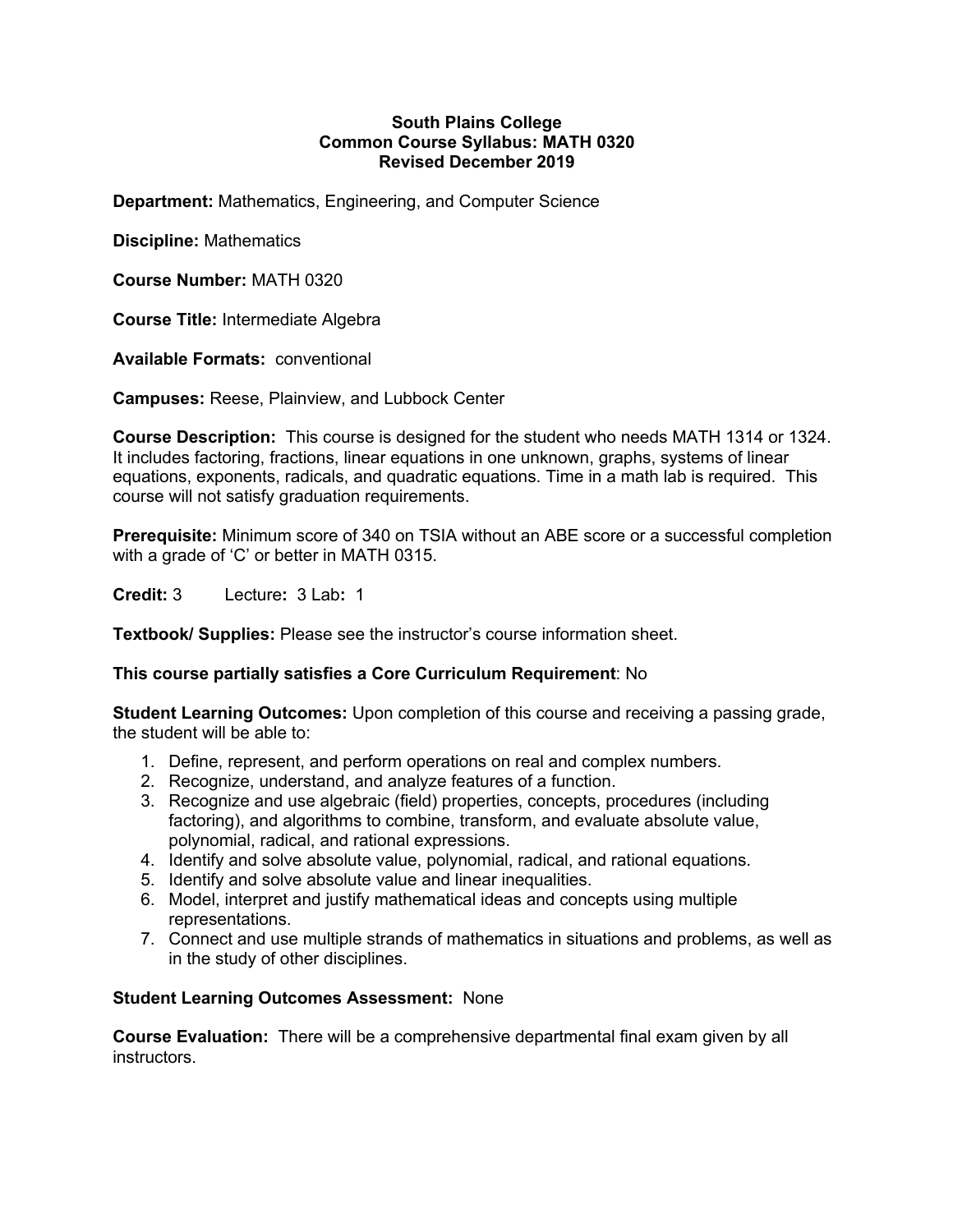**South Plains College**
**Common Course Syllabus: MATH 0320**
**Revised December 2019**

**Department:** Mathematics, Engineering, and Computer Science

**Discipline:** Mathematics

**Course Number:** MATH 0320

**Course Title:** Intermediate Algebra

**Available Formats:** conventional

**Campuses:** Reese, Plainview, and Lubbock Center

**Course Description:** This course is designed for the student who needs MATH 1314 or 1324. It includes factoring, fractions, linear equations in one unknown, graphs, systems of linear equations, exponents, radicals, and quadratic equations. Time in a math lab is required. This course will not satisfy graduation requirements.

**Prerequisite:** Minimum score of 340 on TSIA without an ABE score or a successful completion with a grade of 'C' or better in MATH 0315.

**Credit:** 3 Lecture**:** 3 Lab**:** 1

**Textbook/ Supplies:** Please see the instructor's course information sheet.

**This course partially satisfies a Core Curriculum Requirement**: No

**Student Learning Outcomes:** Upon completion of this course and receiving a passing grade, the student will be able to:

1. Define, represent, and perform operations on real and complex numbers.
2. Recognize, understand, and analyze features of a function.
3. Recognize and use algebraic (field) properties, concepts, procedures (including factoring), and algorithms to combine, transform, and evaluate absolute value, polynomial, radical, and rational expressions.
4. Identify and solve absolute value, polynomial, radical, and rational equations.
5. Identify and solve absolute value and linear inequalities.
6. Model, interpret and justify mathematical ideas and concepts using multiple representations.
7. Connect and use multiple strands of mathematics in situations and problems, as well as in the study of other disciplines.

**Student Learning Outcomes Assessment:** None

**Course Evaluation:** There will be a comprehensive departmental final exam given by all instructors.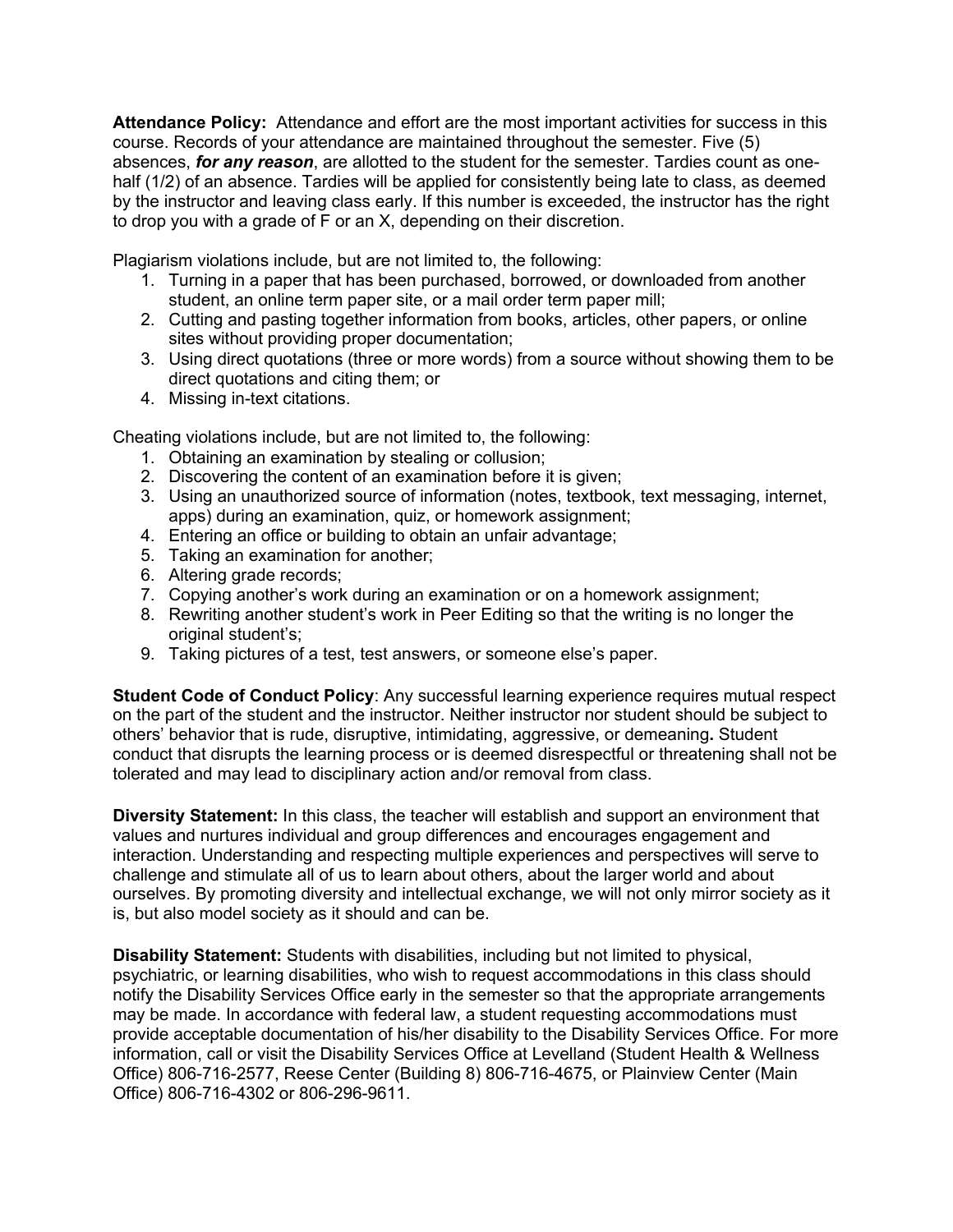**Attendance Policy:** Attendance and effort are the most important activities for success in this course. Records of your attendance are maintained throughout the semester. Five (5) absences, ***for any reason***, are allotted to the student for the semester. Tardies count as one-half (1/2) of an absence. Tardies will be applied for consistently being late to class, as deemed by the instructor and leaving class early. If this number is exceeded, the instructor has the right to drop you with a grade of F or an X, depending on their discretion.

Plagiarism violations include, but are not limited to, the following:

1. Turning in a paper that has been purchased, borrowed, or downloaded from another student, an online term paper site, or a mail order term paper mill;
2. Cutting and pasting together information from books, articles, other papers, or online sites without providing proper documentation;
3. Using direct quotations (three or more words) from a source without showing them to be direct quotations and citing them; or
4. Missing in-text citations.

Cheating violations include, but are not limited to, the following:

1. Obtaining an examination by stealing or collusion;
2. Discovering the content of an examination before it is given;
3. Using an unauthorized source of information (notes, textbook, text messaging, internet, apps) during an examination, quiz, or homework assignment;
4. Entering an office or building to obtain an unfair advantage;
5. Taking an examination for another;
6. Altering grade records;
7. Copying another's work during an examination or on a homework assignment;
8. Rewriting another student's work in Peer Editing so that the writing is no longer the original student's;
9. Taking pictures of a test, test answers, or someone else's paper.

**Student Code of Conduct Policy**: Any successful learning experience requires mutual respect on the part of the student and the instructor. Neither instructor nor student should be subject to others' behavior that is rude, disruptive, intimidating, aggressive, or demeaning**.** Student conduct that disrupts the learning process or is deemed disrespectful or threatening shall not be tolerated and may lead to disciplinary action and/or removal from class.

**Diversity Statement:** In this class, the teacher will establish and support an environment that values and nurtures individual and group differences and encourages engagement and interaction. Understanding and respecting multiple experiences and perspectives will serve to challenge and stimulate all of us to learn about others, about the larger world and about ourselves. By promoting diversity and intellectual exchange, we will not only mirror society as it is, but also model society as it should and can be.

**Disability Statement:** Students with disabilities, including but not limited to physical, psychiatric, or learning disabilities, who wish to request accommodations in this class should notify the Disability Services Office early in the semester so that the appropriate arrangements may be made. In accordance with federal law, a student requesting accommodations must provide acceptable documentation of his/her disability to the Disability Services Office. For more information, call or visit the Disability Services Office at Levelland (Student Health & Wellness Office) 806-716-2577, Reese Center (Building 8) 806-716-4675, or Plainview Center (Main Office) 806-716-4302 or 806-296-9611.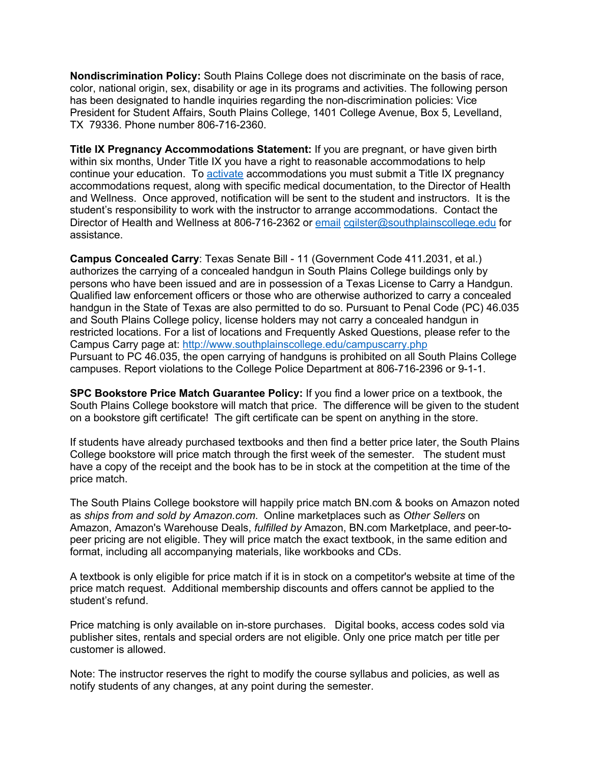**Nondiscrimination Policy:** South Plains College does not discriminate on the basis of race, color, national origin, sex, disability or age in its programs and activities. The following person has been designated to handle inquiries regarding the non-discrimination policies: Vice President for Student Affairs, South Plains College, 1401 College Avenue, Box 5, Levelland, TX 79336. Phone number 806-716-2360.

**Title IX Pregnancy Accommodations Statement:** If you are pregnant, or have given birth within six months, Under Title IX you have a right to reasonable accommodations to help continue your education. To activate accommodations you must submit a Title IX pregnancy accommodations request, along with specific medical documentation, to the Director of Health and Wellness. Once approved, notification will be sent to the student and instructors. It is the student's responsibility to work with the instructor to arrange accommodations. Contact the Director of Health and Wellness at 806-716-2362 or email cgilster@southplainscollege.edu for assistance.

**Campus Concealed Carry**: Texas Senate Bill - 11 (Government Code 411.2031, et al.) authorizes the carrying of a concealed handgun in South Plains College buildings only by persons who have been issued and are in possession of a Texas License to Carry a Handgun. Qualified law enforcement officers or those who are otherwise authorized to carry a concealed handgun in the State of Texas are also permitted to do so. Pursuant to Penal Code (PC) 46.035 and South Plains College policy, license holders may not carry a concealed handgun in restricted locations. For a list of locations and Frequently Asked Questions, please refer to the Campus Carry page at: http://www.southplainscollege.edu/campuscarry.php
Pursuant to PC 46.035, the open carrying of handguns is prohibited on all South Plains College campuses. Report violations to the College Police Department at 806-716-2396 or 9-1-1.

**SPC Bookstore Price Match Guarantee Policy:** If you find a lower price on a textbook, the South Plains College bookstore will match that price. The difference will be given to the student on a bookstore gift certificate! The gift certificate can be spent on anything in the store.

If students have already purchased textbooks and then find a better price later, the South Plains College bookstore will price match through the first week of the semester. The student must have a copy of the receipt and the book has to be in stock at the competition at the time of the price match.

The South Plains College bookstore will happily price match BN.com & books on Amazon noted as *ships from and sold by Amazon.com.* Online marketplaces such as *Other Sellers* on Amazon, Amazon's Warehouse Deals, *fulfilled by* Amazon, BN.com Marketplace, and peer-to-peer pricing are not eligible. They will price match the exact textbook, in the same edition and format, including all accompanying materials, like workbooks and CDs.

A textbook is only eligible for price match if it is in stock on a competitor's website at time of the price match request. Additional membership discounts and offers cannot be applied to the student's refund.

Price matching is only available on in-store purchases. Digital books, access codes sold via publisher sites, rentals and special orders are not eligible. Only one price match per title per customer is allowed.

Note: The instructor reserves the right to modify the course syllabus and policies, as well as notify students of any changes, at any point during the semester.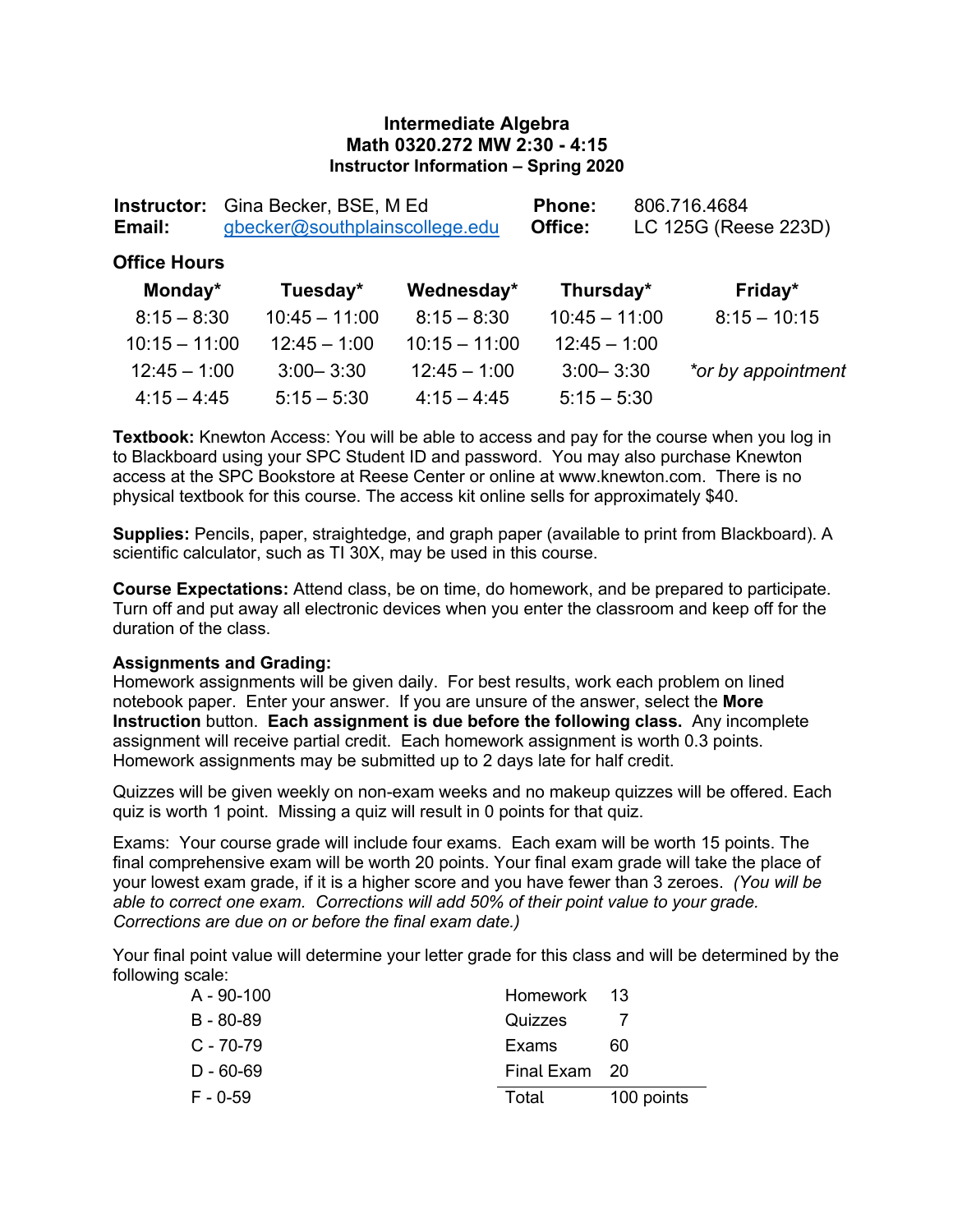# Intermediate Algebra
## Math 0320.272 MW 2:30 - 4:15
### Instructor Information – Spring 2020

| | | | |
|---|---|---|---|
| **Instructor:** | Gina Becker, BSE, M Ed | **Phone:** | 806.716.4684 |
| **Email:** | gbecker@southplainscollege.edu | **Office:** | LC 125G (Reese 223D) |

**Office Hours**

| Monday* | Tuesday* | Wednesday* | Thursday* | Friday* |
|---|---|---|---|---|
| 8:15 – 8:30 | 10:45 – 11:00 | 8:15 – 8:30 | 10:45 – 11:00 | 8:15 – 10:15 |
| 10:15 – 11:00 | 12:45 – 1:00 | 10:15 – 11:00 | 12:45 – 1:00 | |
| 12:45 – 1:00 | 3:00– 3:30 | 12:45 – 1:00 | 3:00– 3:30 | *\*or by appointment* |
| 4:15 – 4:45 | 5:15 – 5:30 | 4:15 – 4:45 | 5:15 – 5:30 | |

**Textbook:** Knewton Access: You will be able to access and pay for the course when you log in to Blackboard using your SPC Student ID and password. You may also purchase Knewton access at the SPC Bookstore at Reese Center or online at www.knewton.com. There is no physical textbook for this course. The access kit online sells for approximately $40.

**Supplies:** Pencils, paper, straightedge, and graph paper (available to print from Blackboard). A scientific calculator, such as TI 30X, may be used in this course.

**Course Expectations:** Attend class, be on time, do homework, and be prepared to participate. Turn off and put away all electronic devices when you enter the classroom and keep off for the duration of the class.

**Assignments and Grading:**
Homework assignments will be given daily. For best results, work each problem on lined notebook paper. Enter your answer. If you are unsure of the answer, select the **More Instruction** button. **Each assignment is due before the following class.** Any incomplete assignment will receive partial credit. Each homework assignment is worth 0.3 points. Homework assignments may be submitted up to 2 days late for half credit.

Quizzes will be given weekly on non-exam weeks and no makeup quizzes will be offered. Each quiz is worth 1 point. Missing a quiz will result in 0 points for that quiz.

Exams: Your course grade will include four exams. Each exam will be worth 15 points. The final comprehensive exam will be worth 20 points. Your final exam grade will take the place of your lowest exam grade, if it is a higher score and you have fewer than 3 zeroes. *(You will be able to correct one exam. Corrections will add 50% of their point value to your grade. Corrections are due on or before the final exam date.)*

Your final point value will determine your letter grade for this class and will be determined by the following scale:

| Grade | Range | Category | Points |
|---|---|---|---|
| A | 90-100 | Homework | 13 |
| B | 80-89 | Quizzes | 7 |
| C | 70-79 | Exams | 60 |
| D | 60-69 | Final Exam | 20 |
| F | 0-59 | Total | 100 points |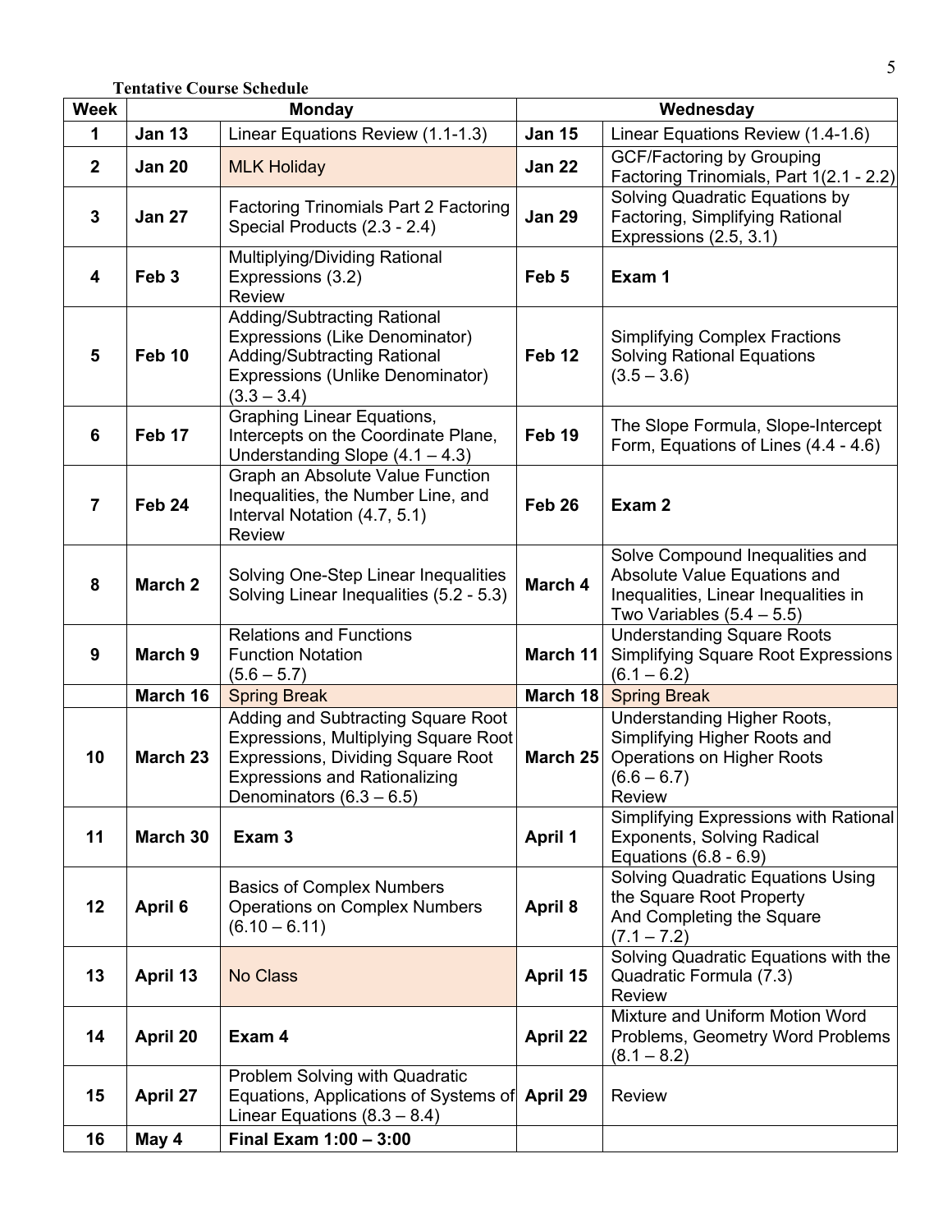**Tentative Course Schedule**

| Week | Monday | | Wednesday | |
|---|---|---|---|---|
| **1** | **Jan 13** | Linear Equations Review (1.1-1.3) | **Jan 15** | Linear Equations Review (1.4-1.6) |
| **2** | **Jan 20** | MLK Holiday | **Jan 22** | GCF/Factoring by Grouping Factoring Trinomials, Part 1(2.1 - 2.2) |
| **3** | **Jan 27** | Factoring Trinomials Part 2 Factoring Special Products (2.3 - 2.4) | **Jan 29** | Solving Quadratic Equations by Factoring, Simplifying Rational Expressions (2.5, 3.1) |
| **4** | **Feb 3** | Multiplying/Dividing Rational Expressions (3.2) Review | **Feb 5** | **Exam 1** |
| **5** | **Feb 10** | Adding/Subtracting Rational Expressions (Like Denominator) Adding/Subtracting Rational Expressions (Unlike Denominator) (3.3 – 3.4) | **Feb 12** | Simplifying Complex Fractions Solving Rational Equations (3.5 – 3.6) |
| **6** | **Feb 17** | Graphing Linear Equations, Intercepts on the Coordinate Plane, Understanding Slope (4.1 – 4.3) | **Feb 19** | The Slope Formula, Slope-Intercept Form, Equations of Lines (4.4 - 4.6) |
| **7** | **Feb 24** | Graph an Absolute Value Function Inequalities, the Number Line, and Interval Notation (4.7, 5.1) Review | **Feb 26** | **Exam 2** |
| **8** | **March 2** | Solving One-Step Linear Inequalities Solving Linear Inequalities (5.2 - 5.3) | **March 4** | Solve Compound Inequalities and Absolute Value Equations and Inequalities, Linear Inequalities in Two Variables (5.4 – 5.5) |
| **9** | **March 9** | Relations and Functions Function Notation (5.6 – 5.7) | **March 11** | Understanding Square Roots Simplifying Square Root Expressions (6.1 – 6.2) |
| | **March 16** | Spring Break | **March 18** | Spring Break |
| **10** | **March 23** | Adding and Subtracting Square Root Expressions, Multiplying Square Root Expressions, Dividing Square Root Expressions and Rationalizing Denominators (6.3 – 6.5) | **March 25** | Understanding Higher Roots, Simplifying Higher Roots and Operations on Higher Roots (6.6 – 6.7) Review |
| **11** | **March 30** | **Exam 3** | **April 1** | Simplifying Expressions with Rational Exponents, Solving Radical Equations (6.8 - 6.9) |
| **12** | **April 6** | Basics of Complex Numbers Operations on Complex Numbers (6.10 – 6.11) | **April 8** | Solving Quadratic Equations Using the Square Root Property And Completing the Square (7.1 – 7.2) |
| **13** | **April 13** | No Class | **April 15** | Solving Quadratic Equations with the Quadratic Formula (7.3) Review |
| **14** | **April 20** | **Exam 4** | **April 22** | Mixture and Uniform Motion Word Problems, Geometry Word Problems (8.1 – 8.2) |
| **15** | **April 27** | Problem Solving with Quadratic Equations, Applications of Systems of Linear Equations (8.3 – 8.4) | **April 29** | Review |
| **16** | **May 4** | **Final Exam 1:00 – 3:00** | | |